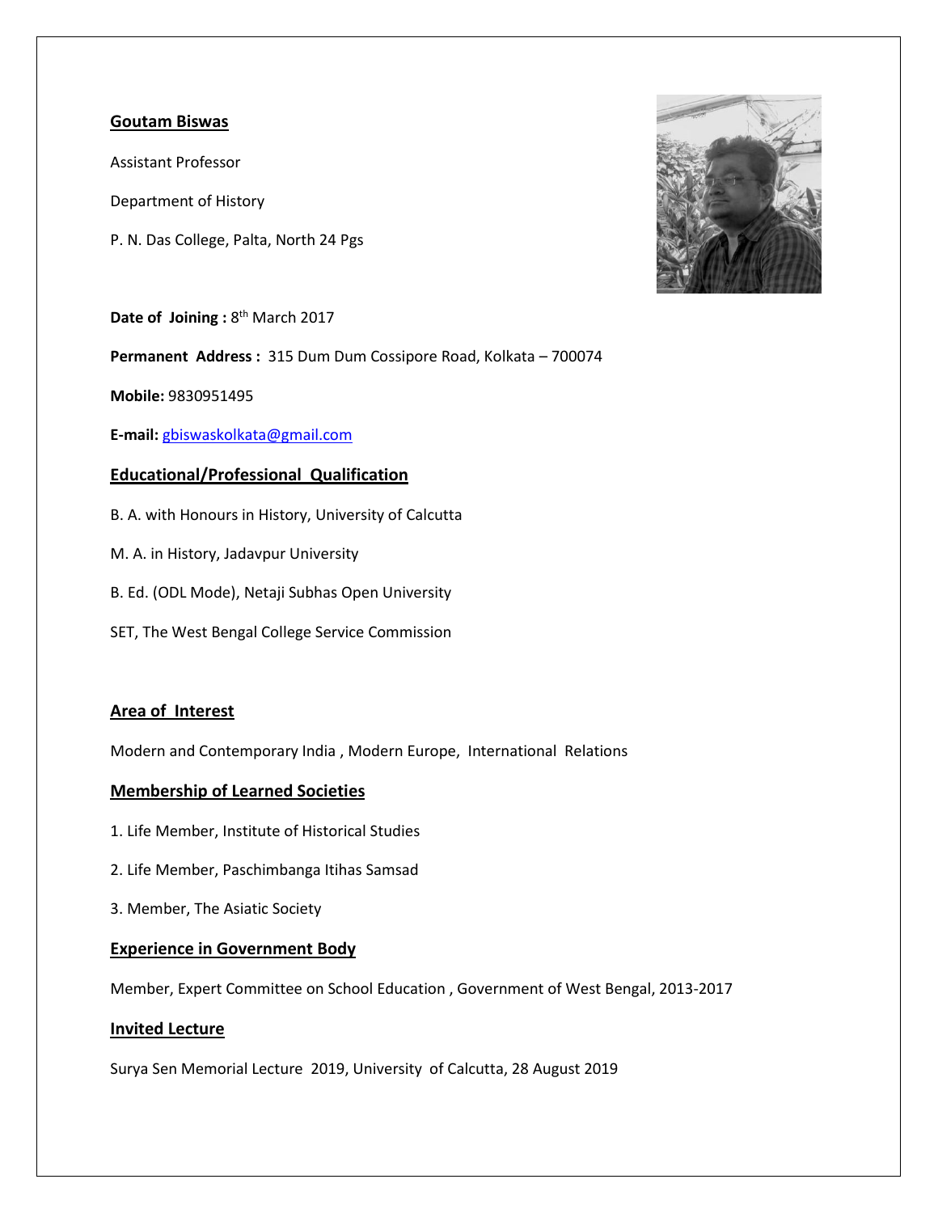## Goutam Biswas

Assistant Professor

Department of History

P. N. Das College, Palta, North 24 Pgs

**Date of Joining :** 8th March 2017

**Permanent Address :** 315 Dum Dum Cossipore Road, Kolkata – 700074

**Mobile:** 9830951495

**E-mail:** gbiswaskolkata@gmail.com

## Educational/Professional Qualification

B. A. with Honours in History, University of Calcutta

M. A. in History, Jadavpur University

B. Ed. (ODL Mode), Netaji Subhas Open University

SET, The West Bengal College Service Commission

## Area of Interest

Modern and Contemporary India , Modern Europe, International Relations

## Membership of Learned Societies

1. Life Member, Institute of Historical Studies
2. Life Member, Paschimbanga Itihas Samsad
3. Member, The Asiatic Society

## Experience in Government Body

Member, Expert Committee on School Education , Government of West Bengal, 2013-2017

## Invited Lecture

Surya Sen Memorial Lecture 2019, University of Calcutta, 28 August 2019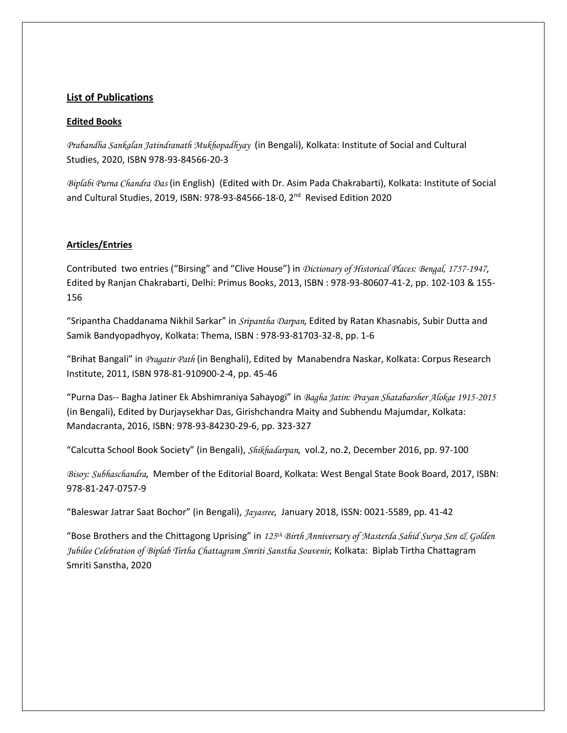## List of Publications

### Edited Books

*Prabandha Sankalan Jatindranath Mukhopadhyay* (in Bengali), Kolkata: Institute of Social and Cultural Studies, 2020, ISBN 978-93-84566-20-3

*Biplabi Purna Chandra Das* (in English) (Edited with Dr. Asim Pada Chakrabarti), Kolkata: Institute of Social and Cultural Studies, 2019, ISBN: 978-93-84566-18-0, 2nd Revised Edition 2020

### Articles/Entries

Contributed two entries ("Birsing" and "Clive House") in *Dictionary of Historical Places: Bengal, 1757-1947*, Edited by Ranjan Chakrabarti, Delhi: Primus Books, 2013, ISBN : 978-93-80607-41-2, pp. 102-103 & 155-156

"Sripantha Chaddanama Nikhil Sarkar" in *Sripantha Darpan*, Edited by Ratan Khasnabis, Subir Dutta and Samik Bandyopadhyoy, Kolkata: Thema, ISBN : 978-93-81703-32-8, pp. 1-6

"Brihat Bangali" in *Pragatir Path* (in Benghali), Edited by Manabendra Naskar, Kolkata: Corpus Research Institute, 2011, ISBN 978-81-910900-2-4, pp. 45-46

"Purna Das-- Bagha Jatiner Ek Abshimraniya Sahayogi" in *Bagha Jatin: Prayan Shatabarsher Alokae 1915-2015* (in Bengali), Edited by Durjaysekhar Das, Girishchandra Maity and Subhendu Majumdar, Kolkata: Mandacranta, 2016, ISBN: 978-93-84230-29-6, pp. 323-327

"Calcutta School Book Society" (in Bengali), *Shikhadarpan*, vol.2, no.2, December 2016, pp. 97-100

*Bisoy: Subhaschandra*, Member of the Editorial Board, Kolkata: West Bengal State Book Board, 2017, ISBN: 978-81-247-0757-9

"Baleswar Jatrar Saat Bochor" (in Bengali), *Jayasree*, January 2018, ISSN: 0021-5589, pp. 41-42

"Bose Brothers and the Chittagong Uprising" in *125th Birth Anniversary of Masterda Sahid Surya Sen & Golden Jubilee Celebration of Biplab Tirtha Chattagram Smriti Sanstha Souvenir*, Kolkata: Biplab Tirtha Chattagram Smriti Sanstha, 2020